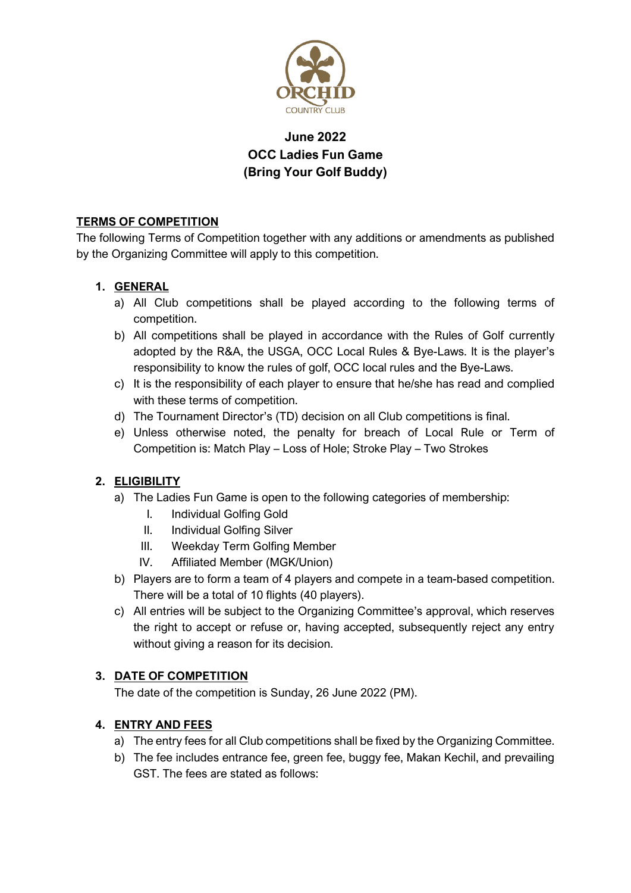# June 2022
# OCC Ladies Fun Game
# (Bring Your Golf Buddy)

## TERMS OF COMPETITION

The following Terms of Competition together with any additions or amendments as published by the Organizing Committee will apply to this competition.

1. **GENERAL**
   a) All Club competitions shall be played according to the following terms of competition.
   b) All competitions shall be played in accordance with the Rules of Golf currently adopted by the R&A, the USGA, OCC Local Rules & Bye-Laws. It is the player's responsibility to know the rules of golf, OCC local rules and the Bye-Laws.
   c) It is the responsibility of each player to ensure that he/she has read and complied with these terms of competition.
   d) The Tournament Director's (TD) decision on all Club competitions is final.
   e) Unless otherwise noted, the penalty for breach of Local Rule or Term of Competition is: Match Play – Loss of Hole; Stroke Play – Two Strokes

2. **ELIGIBILITY**
   a) The Ladies Fun Game is open to the following categories of membership:
      I. Individual Golfing Gold
      II. Individual Golfing Silver
      III. Weekday Term Golfing Member
      IV. Affiliated Member (MGK/Union)
   b) Players are to form a team of 4 players and compete in a team-based competition. There will be a total of 10 flights (40 players).
   c) All entries will be subject to the Organizing Committee's approval, which reserves the right to accept or refuse or, having accepted, subsequently reject any entry without giving a reason for its decision.

3. **DATE OF COMPETITION**
   The date of the competition is Sunday, 26 June 2022 (PM).

4. **ENTRY AND FEES**
   a) The entry fees for all Club competitions shall be fixed by the Organizing Committee.
   b) The fee includes entrance fee, green fee, buggy fee, Makan Kechil, and prevailing GST. The fees are stated as follows: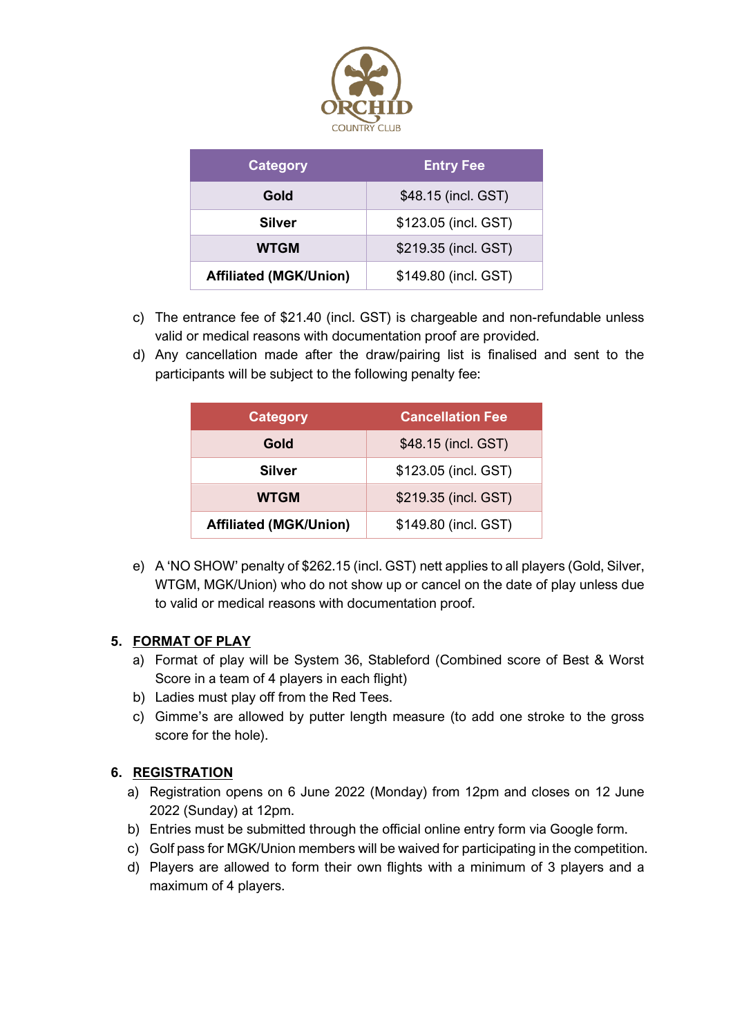| Category | Entry Fee |
|---|---|
| **Gold** | $48.15 (incl. GST) |
| **Silver** | $123.05 (incl. GST) |
| **WTGM** | $219.35 (incl. GST) |
| **Affiliated (MGK/Union)** | $149.80 (incl. GST) |

c) The entrance fee of $21.40 (incl. GST) is chargeable and non-refundable unless valid or medical reasons with documentation proof are provided.

d) Any cancellation made after the draw/pairing list is finalised and sent to the participants will be subject to the following penalty fee:

| Category | Cancellation Fee |
|---|---|
| **Gold** | $48.15 (incl. GST) |
| **Silver** | $123.05 (incl. GST) |
| **WTGM** | $219.35 (incl. GST) |
| **Affiliated (MGK/Union)** | $149.80 (incl. GST) |

e) A 'NO SHOW' penalty of $262.15 (incl. GST) nett applies to all players (Gold, Silver, WTGM, MGK/Union) who do not show up or cancel on the date of play unless due to valid or medical reasons with documentation proof.

## 5. FORMAT OF PLAY

a) Format of play will be System 36, Stableford (Combined score of Best & Worst Score in a team of 4 players in each flight)

b) Ladies must play off from the Red Tees.

c) Gimme's are allowed by putter length measure (to add one stroke to the gross score for the hole).

## 6. REGISTRATION

a) Registration opens on 6 June 2022 (Monday) from 12pm and closes on 12 June 2022 (Sunday) at 12pm.

b) Entries must be submitted through the official online entry form via Google form.

c) Golf pass for MGK/Union members will be waived for participating in the competition.

d) Players are allowed to form their own flights with a minimum of 3 players and a maximum of 4 players.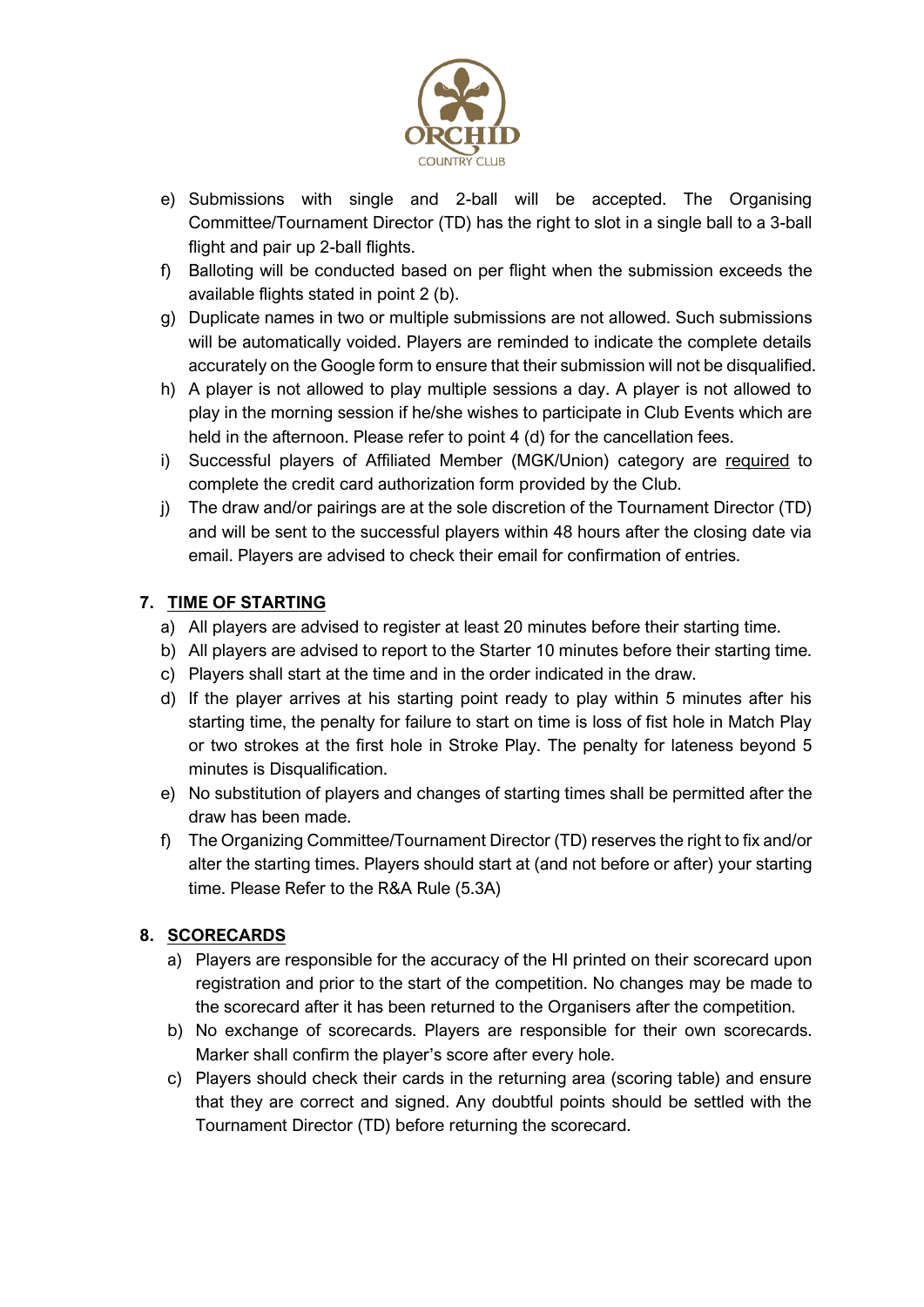e) Submissions with single and 2-ball will be accepted. The Organising Committee/Tournament Director (TD) has the right to slot in a single ball to a 3-ball flight and pair up 2-ball flights.

f) Balloting will be conducted based on per flight when the submission exceeds the available flights stated in point 2 (b).

g) Duplicate names in two or multiple submissions are not allowed. Such submissions will be automatically voided. Players are reminded to indicate the complete details accurately on the Google form to ensure that their submission will not be disqualified.

h) A player is not allowed to play multiple sessions a day. A player is not allowed to play in the morning session if he/she wishes to participate in Club Events which are held in the afternoon. Please refer to point 4 (d) for the cancellation fees.

i) Successful players of Affiliated Member (MGK/Union) category are <u>required</u> to complete the credit card authorization form provided by the Club.

j) The draw and/or pairings are at the sole discretion of the Tournament Director (TD) and will be sent to the successful players within 48 hours after the closing date via email. Players are advised to check their email for confirmation of entries.

## 7. <u>TIME OF STARTING</u>

a) All players are advised to register at least 20 minutes before their starting time.

b) All players are advised to report to the Starter 10 minutes before their starting time.

c) Players shall start at the time and in the order indicated in the draw.

d) If the player arrives at his starting point ready to play within 5 minutes after his starting time, the penalty for failure to start on time is loss of fist hole in Match Play or two strokes at the first hole in Stroke Play. The penalty for lateness beyond 5 minutes is Disqualification.

e) No substitution of players and changes of starting times shall be permitted after the draw has been made.

f) The Organizing Committee/Tournament Director (TD) reserves the right to fix and/or alter the starting times. Players should start at (and not before or after) your starting time. Please Refer to the R&A Rule (5.3A)

## 8. <u>SCORECARDS</u>

a) Players are responsible for the accuracy of the HI printed on their scorecard upon registration and prior to the start of the competition. No changes may be made to the scorecard after it has been returned to the Organisers after the competition.

b) No exchange of scorecards. Players are responsible for their own scorecards. Marker shall confirm the player's score after every hole.

c) Players should check their cards in the returning area (scoring table) and ensure that they are correct and signed. Any doubtful points should be settled with the Tournament Director (TD) before returning the scorecard.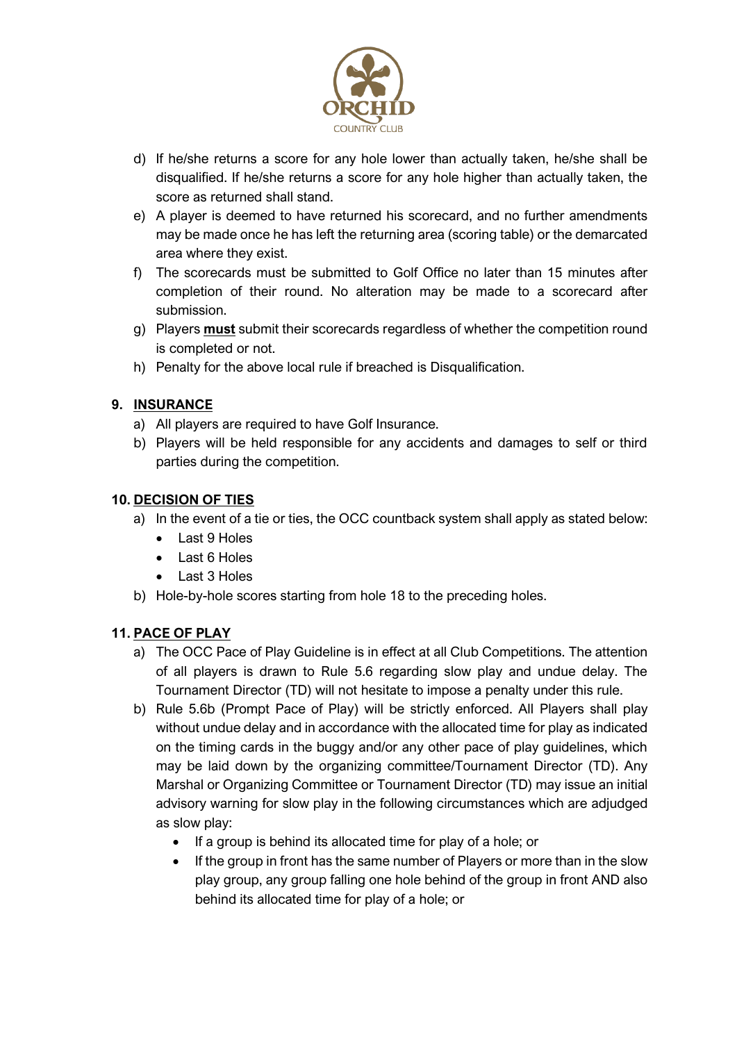d) If he/she returns a score for any hole lower than actually taken, he/she shall be disqualified. If he/she returns a score for any hole higher than actually taken, the score as returned shall stand.

e) A player is deemed to have returned his scorecard, and no further amendments may be made once he has left the returning area (scoring table) or the demarcated area where they exist.

f) The scorecards must be submitted to Golf Office no later than 15 minutes after completion of their round. No alteration may be made to a scorecard after submission.

g) Players **must** submit their scorecards regardless of whether the competition round is completed or not.

h) Penalty for the above local rule if breached is Disqualification.

## 9. INSURANCE

a) All players are required to have Golf Insurance.

b) Players will be held responsible for any accidents and damages to self or third parties during the competition.

## 10. DECISION OF TIES

a) In the event of a tie or ties, the OCC countback system shall apply as stated below:
   - Last 9 Holes
   - Last 6 Holes
   - Last 3 Holes

b) Hole-by-hole scores starting from hole 18 to the preceding holes.

## 11. PACE OF PLAY

a) The OCC Pace of Play Guideline is in effect at all Club Competitions. The attention of all players is drawn to Rule 5.6 regarding slow play and undue delay. The Tournament Director (TD) will not hesitate to impose a penalty under this rule.

b) Rule 5.6b (Prompt Pace of Play) will be strictly enforced. All Players shall play without undue delay and in accordance with the allocated time for play as indicated on the timing cards in the buggy and/or any other pace of play guidelines, which may be laid down by the organizing committee/Tournament Director (TD). Any Marshal or Organizing Committee or Tournament Director (TD) may issue an initial advisory warning for slow play in the following circumstances which are adjudged as slow play:
   - If a group is behind its allocated time for play of a hole; or
   - If the group in front has the same number of Players or more than in the slow play group, any group falling one hole behind of the group in front AND also behind its allocated time for play of a hole; or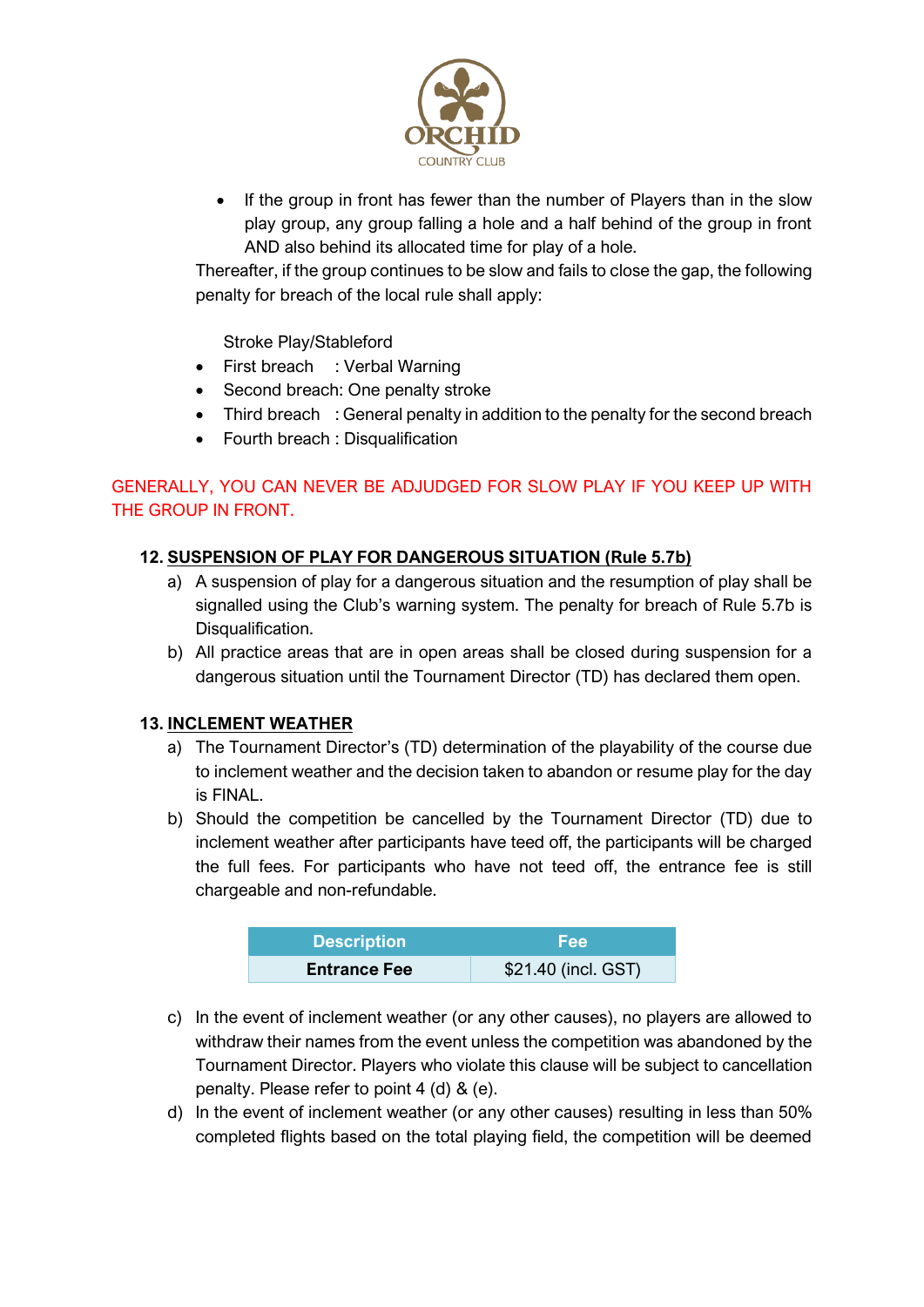- If the group in front has fewer than the number of Players than in the slow play group, any group falling a hole and a half behind of the group in front AND also behind its allocated time for play of a hole.

Thereafter, if the group continues to be slow and fails to close the gap, the following penalty for breach of the local rule shall apply:

Stroke Play/Stableford

- First breach : Verbal Warning
- Second breach: One penalty stroke
- Third breach : General penalty in addition to the penalty for the second breach
- Fourth breach : Disqualification

GENERALLY, YOU CAN NEVER BE ADJUDGED FOR SLOW PLAY IF YOU KEEP UP WITH THE GROUP IN FRONT.

## 12. SUSPENSION OF PLAY FOR DANGEROUS SITUATION (Rule 5.7b)

a) A suspension of play for a dangerous situation and the resumption of play shall be signalled using the Club's warning system. The penalty for breach of Rule 5.7b is Disqualification.

b) All practice areas that are in open areas shall be closed during suspension for a dangerous situation until the Tournament Director (TD) has declared them open.

## 13. INCLEMENT WEATHER

a) The Tournament Director's (TD) determination of the playability of the course due to inclement weather and the decision taken to abandon or resume play for the day is FINAL.

b) Should the competition be cancelled by the Tournament Director (TD) due to inclement weather after participants have teed off, the participants will be charged the full fees. For participants who have not teed off, the entrance fee is still chargeable and non-refundable.

| Description | Fee |
|---|---|
| **Entrance Fee** | $21.40 (incl. GST) |

c) In the event of inclement weather (or any other causes), no players are allowed to withdraw their names from the event unless the competition was abandoned by the Tournament Director. Players who violate this clause will be subject to cancellation penalty. Please refer to point 4 (d) & (e).

d) In the event of inclement weather (or any other causes) resulting in less than 50% completed flights based on the total playing field, the competition will be deemed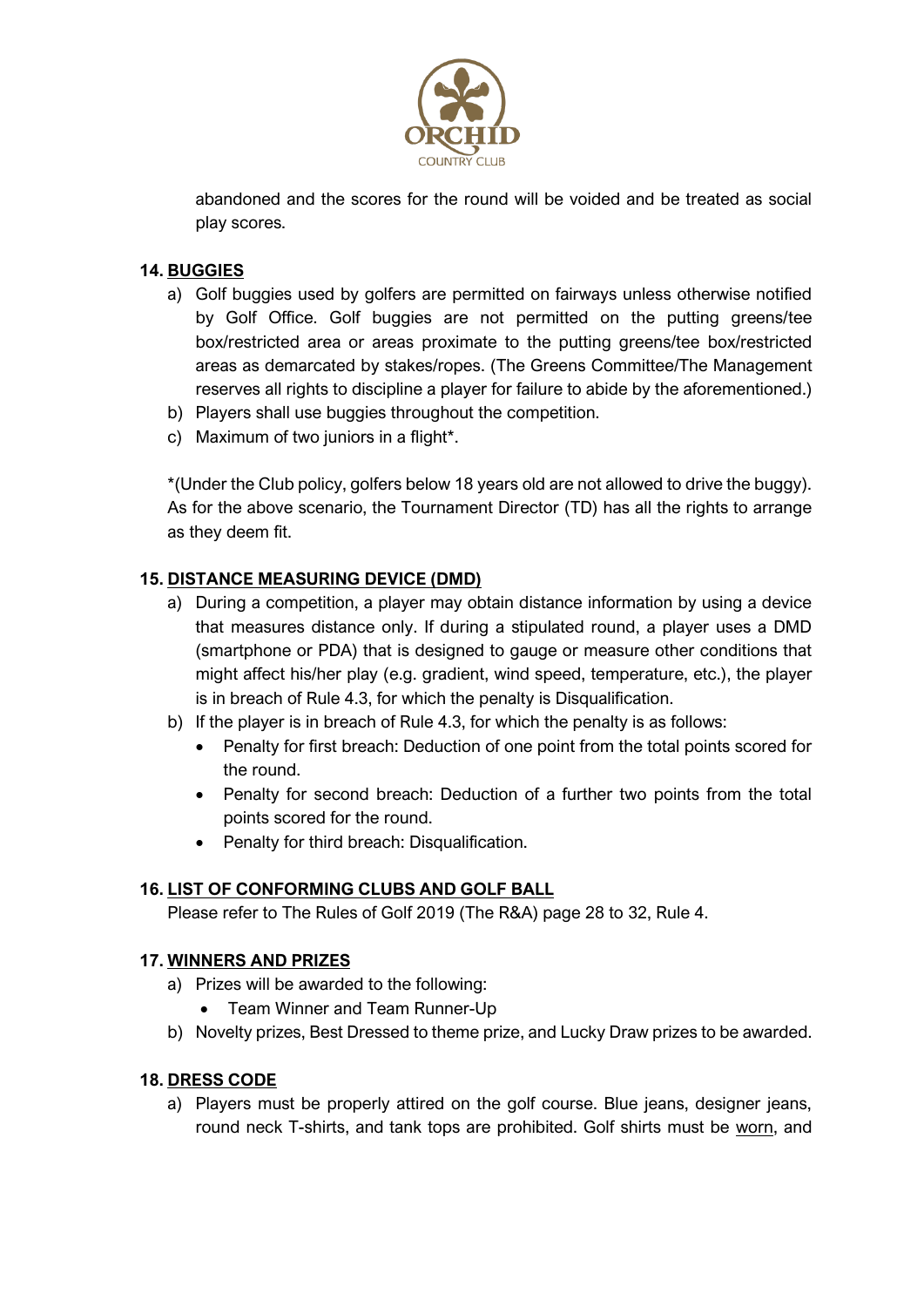abandoned and the scores for the round will be voided and be treated as social play scores.

**14. <u>BUGGIES</u>**

a) Golf buggies used by golfers are permitted on fairways unless otherwise notified by Golf Office. Golf buggies are not permitted on the putting greens/tee box/restricted area or areas proximate to the putting greens/tee box/restricted areas as demarcated by stakes/ropes. (The Greens Committee/The Management reserves all rights to discipline a player for failure to abide by the aforementioned.)
b) Players shall use buggies throughout the competition.
c) Maximum of two juniors in a flight*.

*(Under the Club policy, golfers below 18 years old are not allowed to drive the buggy). As for the above scenario, the Tournament Director (TD) has all the rights to arrange as they deem fit.

**15. <u>DISTANCE MEASURING DEVICE (DMD)</u>**

a) During a competition, a player may obtain distance information by using a device that measures distance only. If during a stipulated round, a player uses a DMD (smartphone or PDA) that is designed to gauge or measure other conditions that might affect his/her play (e.g. gradient, wind speed, temperature, etc.), the player is in breach of Rule 4.3, for which the penalty is Disqualification.
b) If the player is in breach of Rule 4.3, for which the penalty is as follows:
   - Penalty for first breach: Deduction of one point from the total points scored for the round.
   - Penalty for second breach: Deduction of a further two points from the total points scored for the round.
   - Penalty for third breach: Disqualification.

**16. <u>LIST OF CONFORMING CLUBS AND GOLF BALL</u>**

Please refer to The Rules of Golf 2019 (The R&A) page 28 to 32, Rule 4.

**17. <u>WINNERS AND PRIZES</u>**

a) Prizes will be awarded to the following:
   - Team Winner and Team Runner-Up
b) Novelty prizes, Best Dressed to theme prize, and Lucky Draw prizes to be awarded.

**18. <u>DRESS CODE</u>**

a) Players must be properly attired on the golf course. Blue jeans, designer jeans, round neck T-shirts, and tank tops are prohibited. Golf shirts must be <u>worn</u>, and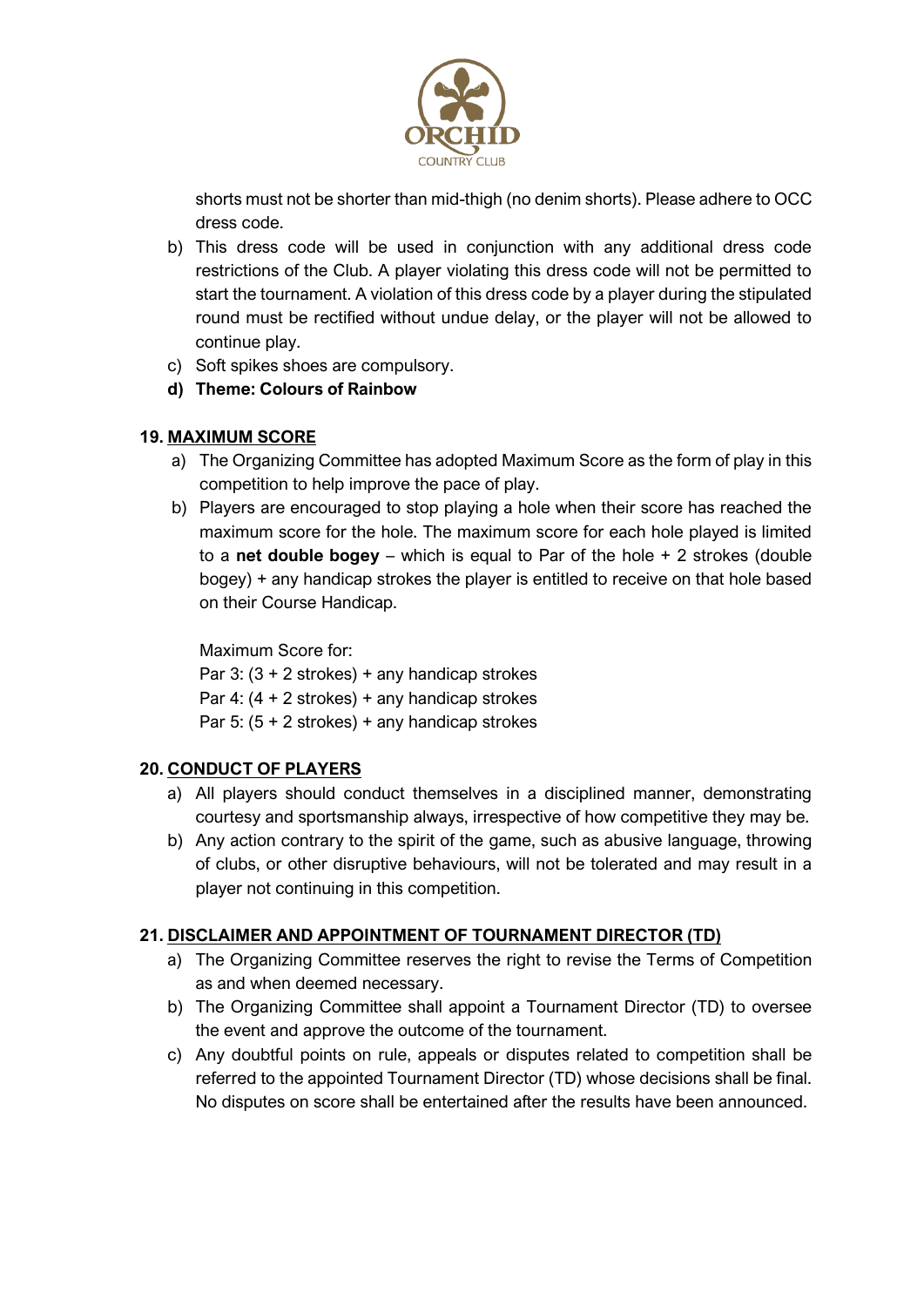shorts must not be shorter than mid-thigh (no denim shorts). Please adhere to OCC dress code.

b) This dress code will be used in conjunction with any additional dress code restrictions of the Club. A player violating this dress code will not be permitted to start the tournament. A violation of this dress code by a player during the stipulated round must be rectified without undue delay, or the player will not be allowed to continue play.

c) Soft spikes shoes are compulsory.

**d) Theme: Colours of Rainbow**

## 19. MAXIMUM SCORE

a) The Organizing Committee has adopted Maximum Score as the form of play in this competition to help improve the pace of play.

b) Players are encouraged to stop playing a hole when their score has reached the maximum score for the hole. The maximum score for each hole played is limited to a **net double bogey** – which is equal to Par of the hole + 2 strokes (double bogey) + any handicap strokes the player is entitled to receive on that hole based on their Course Handicap.

Maximum Score for:
Par 3: (3 + 2 strokes) + any handicap strokes
Par 4: (4 + 2 strokes) + any handicap strokes
Par 5: (5 + 2 strokes) + any handicap strokes

## 20. CONDUCT OF PLAYERS

a) All players should conduct themselves in a disciplined manner, demonstrating courtesy and sportsmanship always, irrespective of how competitive they may be.

b) Any action contrary to the spirit of the game, such as abusive language, throwing of clubs, or other disruptive behaviours, will not be tolerated and may result in a player not continuing in this competition.

## 21. DISCLAIMER AND APPOINTMENT OF TOURNAMENT DIRECTOR (TD)

a) The Organizing Committee reserves the right to revise the Terms of Competition as and when deemed necessary.

b) The Organizing Committee shall appoint a Tournament Director (TD) to oversee the event and approve the outcome of the tournament.

c) Any doubtful points on rule, appeals or disputes related to competition shall be referred to the appointed Tournament Director (TD) whose decisions shall be final. No disputes on score shall be entertained after the results have been announced.